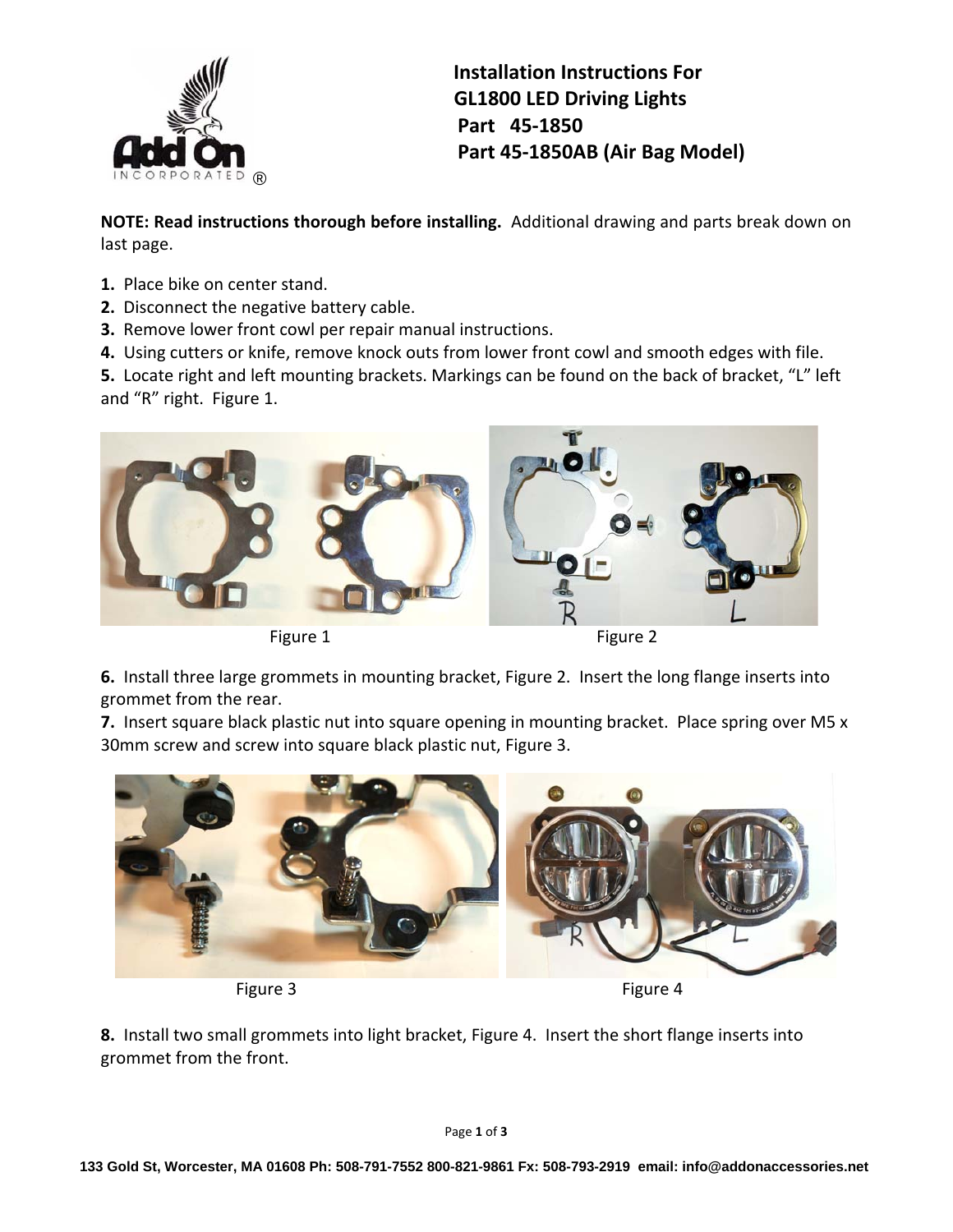# Installation Instructions For GL1800 LED Driving Lights

## Part 45-1850

## Part 45-1850AB (Air Bag Model)

**NOTE: Read instructions thorough before installing.** Additional drawing and parts break down on last page.

1. Place bike on center stand.
2. Disconnect the negative battery cable.
3. Remove lower front cowl per repair manual instructions.
4. Using cutters or knife, remove knock outs from lower front cowl and smooth edges with file.
5. Locate right and left mounting brackets. Markings can be found on the back of bracket, "L" left and "R" right. Figure 1.

Figure 1

Figure 2

6. Install three large grommets in mounting bracket, Figure 2. Insert the long flange inserts into grommet from the rear.
7. Insert square black plastic nut into square opening in mounting bracket. Place spring over M5 x 30mm screw and screw into square black plastic nut, Figure 3.

Figure 3

Figure 4

8. Install two small grommets into light bracket, Figure 4. Insert the short flange inserts into grommet from the front.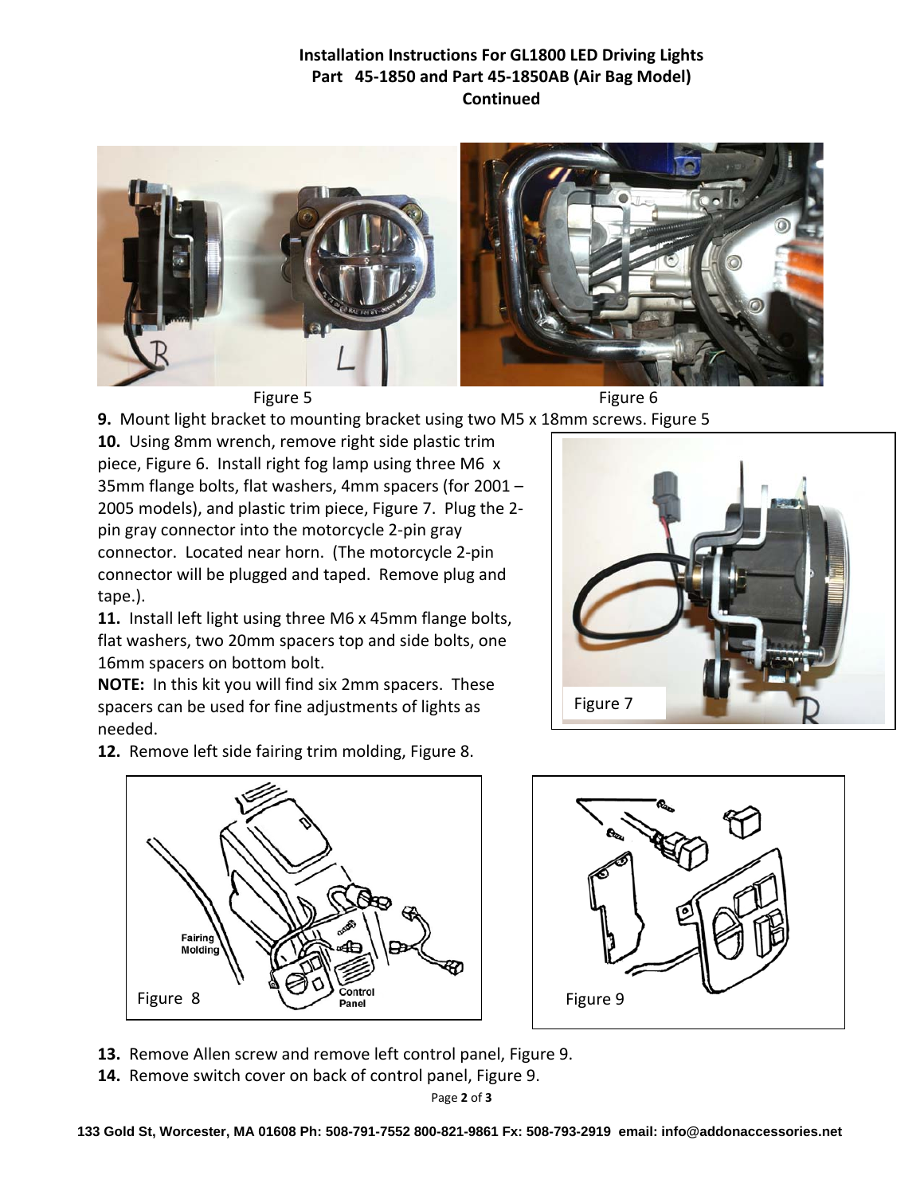**Installation Instructions For GL1800 LED Driving Lights**
**Part 45-1850 and Part 45-1850AB (Air Bag Model)**
**Continued**

Figure 5

Figure 6

**9.** Mount light bracket to mounting bracket using two M5 x 18mm screws. Figure 5

**10.** Using 8mm wrench, remove right side plastic trim piece, Figure 6. Install right fog lamp using three M6 x 35mm flange bolts, flat washers, 4mm spacers (for 2001 – 2005 models), and plastic trim piece, Figure 7. Plug the 2-pin gray connector into the motorcycle 2-pin gray connector. Located near horn. (The motorcycle 2-pin connector will be plugged and taped. Remove plug and tape.).

**11.** Install left light using three M6 x 45mm flange bolts, flat washers, two 20mm spacers top and side bolts, one 16mm spacers on bottom bolt.

**NOTE:** In this kit you will find six 2mm spacers. These spacers can be used for fine adjustments of lights as needed.

Figure 7

**12.** Remove left side fairing trim molding, Figure 8.

Figure 8

Figure 9

**13.** Remove Allen screw and remove left control panel, Figure 9.

**14.** Remove switch cover on back of control panel, Figure 9.

133 Gold St, Worcester, MA 01608 Ph: 508-791-7552 800-821-9861 Fx: 508-793-2919 email: info@addonaccessories.net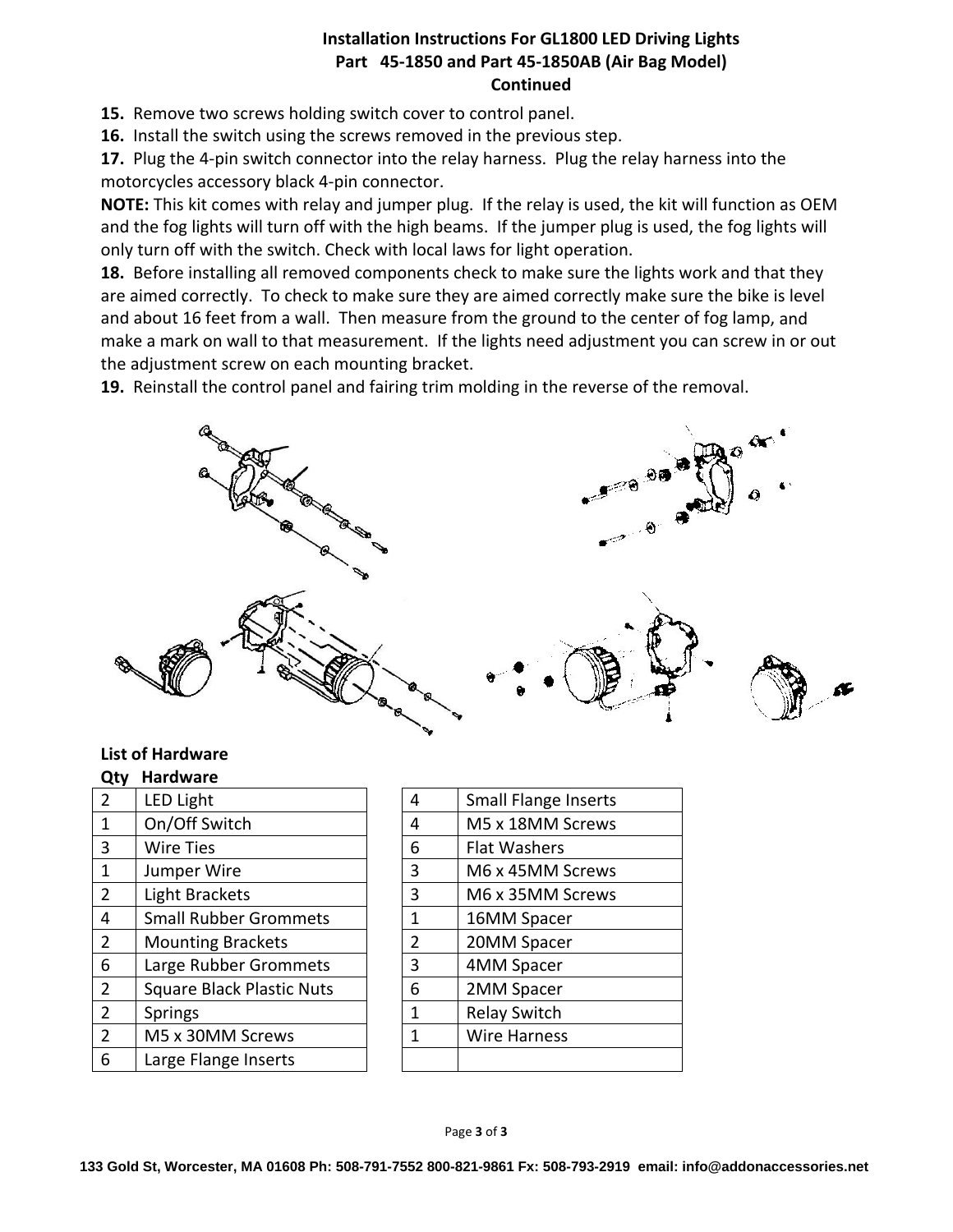# Installation Instructions For GL1800 LED Driving Lights
## Part 45-1850 and Part 45-1850AB (Air Bag Model)
## Continued

**15.** Remove two screws holding switch cover to control panel.

**16.** Install the switch using the screws removed in the previous step.

**17.** Plug the 4-pin switch connector into the relay harness. Plug the relay harness into the motorcycles accessory black 4-pin connector.

**NOTE:** This kit comes with relay and jumper plug. If the relay is used, the kit will function as OEM and the fog lights will turn off with the high beams. If the jumper plug is used, the fog lights will only turn off with the switch. Check with local laws for light operation.

**18.** Before installing all removed components check to make sure the lights work and that they are aimed correctly. To check to make sure they are aimed correctly make sure the bike is level and about 16 feet from a wall. Then measure from the ground to the center of fog lamp, and make a mark on wall to that measurement. If the lights need adjustment you can screw in or out the adjustment screw on each mounting bracket.

**19.** Reinstall the control panel and fairing trim molding in the reverse of the removal.

**List of Hardware**

| Qty | Hardware |
|---|---|
| 2 | LED Light |
| 1 | On/Off Switch |
| 3 | Wire Ties |
| 1 | Jumper Wire |
| 2 | Light Brackets |
| 4 | Small Rubber Grommets |
| 2 | Mounting Brackets |
| 6 | Large Rubber Grommets |
| 2 | Square Black Plastic Nuts |
| 2 | Springs |
| 2 | M5 x 30MM Screws |
| 6 | Large Flange Inserts |

| | |
|---|---|
| 4 | Small Flange Inserts |
| 4 | M5 x 18MM Screws |
| 6 | Flat Washers |
| 3 | M6 x 45MM Screws |
| 3 | M6 x 35MM Screws |
| 1 | 16MM Spacer |
| 2 | 20MM Spacer |
| 3 | 4MM Spacer |
| 6 | 2MM Spacer |
| 1 | Relay Switch |
| 1 | Wire Harness |

**133 Gold St, Worcester, MA 01608 Ph: 508-791-7552 800-821-9861 Fx: 508-793-2919 email: info@addonaccessories.net**